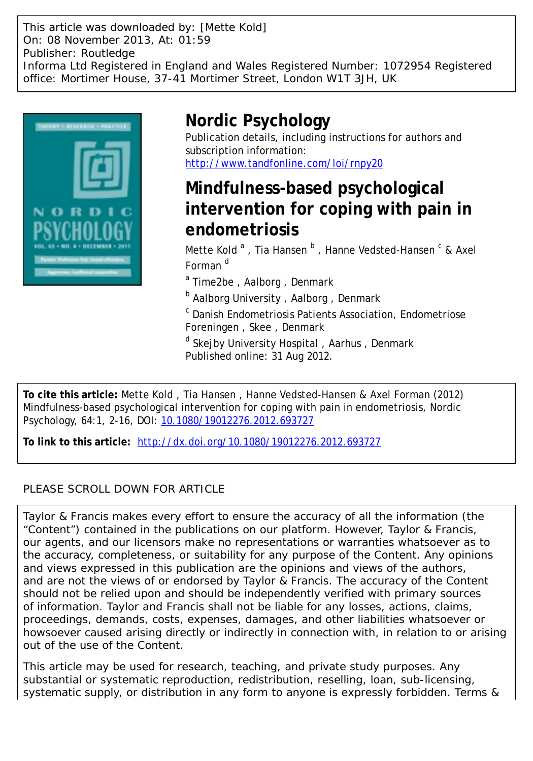This article was downloaded by: [Mette Kold]
On: 08 November 2013, At: 01:59
Publisher: Routledge
Informa Ltd Registered in England and Wales Registered Number: 1072954 Registered office: Mortimer House, 37-41 Mortimer Street, London W1T 3JH, UK

# Nordic Psychology

Publication details, including instructions for authors and subscription information:
http://www.tandfonline.com/loi/rnpy20

# Mindfulness-based psychological intervention for coping with pain in endometriosis

Mette Kold [a] , Tia Hansen [b] , Hanne Vedsted-Hansen [c] & Axel Forman [d]

[a] Time2be , Aalborg , Denmark

[b] Aalborg University , Aalborg , Denmark

[c] Danish Endometriosis Patients Association, Endometriose Foreningen , Skee , Denmark

[d] Skejby University Hospital , Aarhus , Denmark

Published online: 31 Aug 2012.

**To cite this article:** Mette Kold , Tia Hansen , Hanne Vedsted-Hansen & Axel Forman (2012) Mindfulness-based psychological intervention for coping with pain in endometriosis, Nordic Psychology, 64:1, 2-16, DOI: 10.1080/19012276.2012.693727

**To link to this article:** http://dx.doi.org/10.1080/19012276.2012.693727

PLEASE SCROLL DOWN FOR ARTICLE

Taylor & Francis makes every effort to ensure the accuracy of all the information (the "Content") contained in the publications on our platform. However, Taylor & Francis, our agents, and our licensors make no representations or warranties whatsoever as to the accuracy, completeness, or suitability for any purpose of the Content. Any opinions and views expressed in this publication are the opinions and views of the authors, and are not the views of or endorsed by Taylor & Francis. The accuracy of the Content should not be relied upon and should be independently verified with primary sources of information. Taylor and Francis shall not be liable for any losses, actions, claims, proceedings, demands, costs, expenses, damages, and other liabilities whatsoever or howsoever caused arising directly or indirectly in connection with, in relation to or arising out of the use of the Content.

This article may be used for research, teaching, and private study purposes. Any substantial or systematic reproduction, redistribution, reselling, loan, sub-licensing, systematic supply, or distribution in any form to anyone is expressly forbidden. Terms &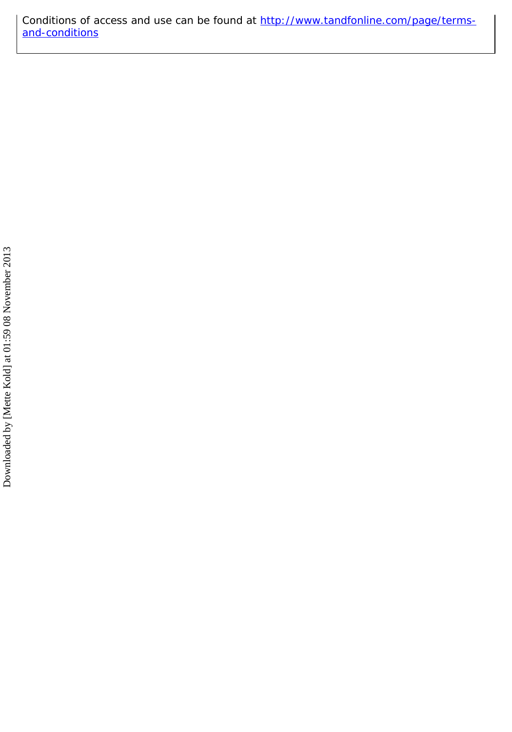Conditions of access and use can be found at [http://www.tandfonline.com/page/terms-and-conditions](http://www.tandfonline.com/page/terms-and-conditions)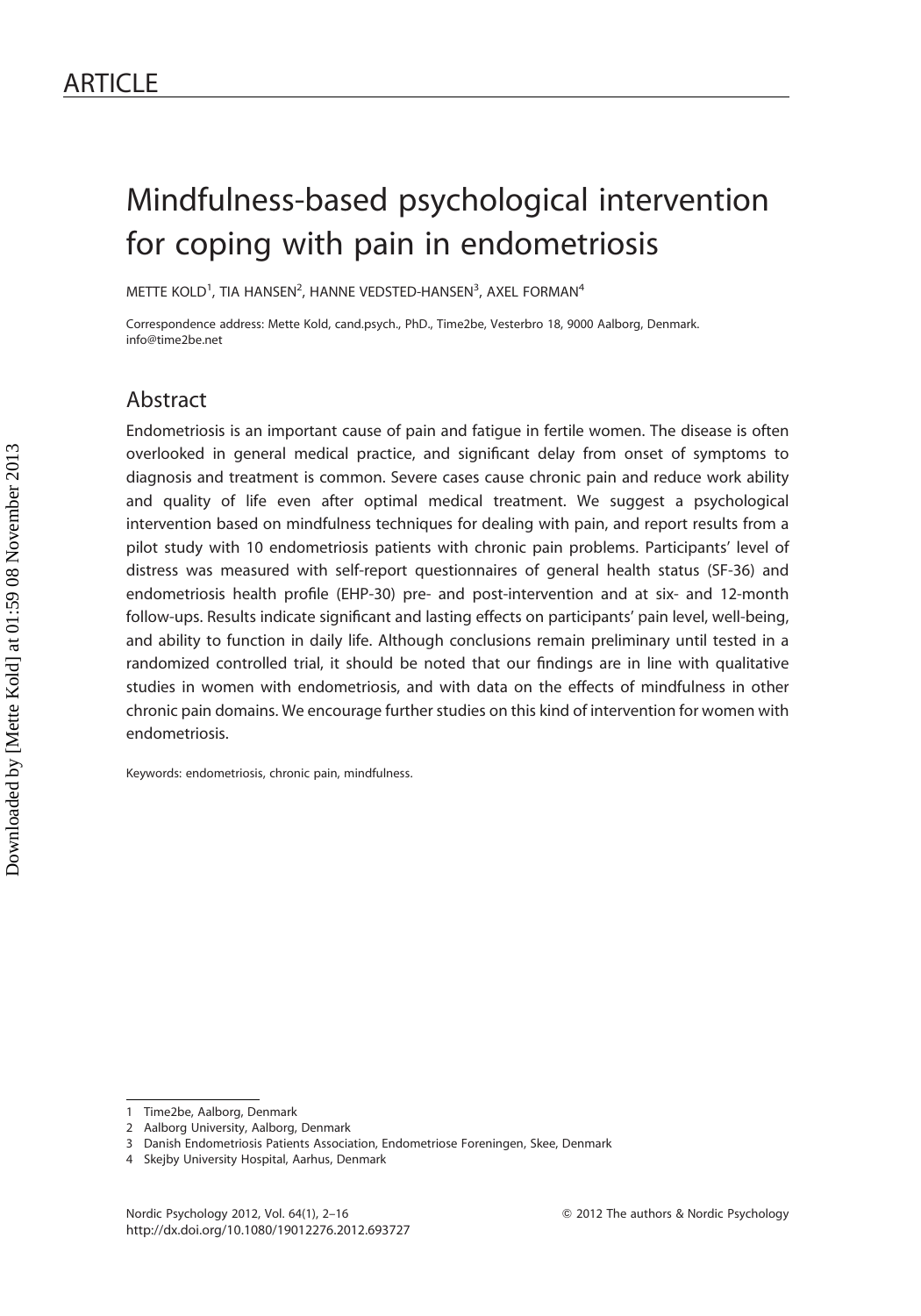ARTICLE

# Mindfulness-based psychological intervention for coping with pain in endometriosis

METTE KOLD[1], TIA HANSEN[2], HANNE VEDSTED-HANSEN[3], AXEL FORMAN[4]

Correspondence address: Mette Kold, cand.psych., PhD., Time2be, Vesterbro 18, 9000 Aalborg, Denmark. info@time2be.net

## Abstract

Endometriosis is an important cause of pain and fatigue in fertile women. The disease is often overlooked in general medical practice, and significant delay from onset of symptoms to diagnosis and treatment is common. Severe cases cause chronic pain and reduce work ability and quality of life even after optimal medical treatment. We suggest a psychological intervention based on mindfulness techniques for dealing with pain, and report results from a pilot study with 10 endometriosis patients with chronic pain problems. Participants' level of distress was measured with self-report questionnaires of general health status (SF-36) and endometriosis health profile (EHP-30) pre- and post-intervention and at six- and 12-month follow-ups. Results indicate significant and lasting effects on participants' pain level, well-being, and ability to function in daily life. Although conclusions remain preliminary until tested in a randomized controlled trial, it should be noted that our findings are in line with qualitative studies in women with endometriosis, and with data on the effects of mindfulness in other chronic pain domains. We encourage further studies on this kind of intervention for women with endometriosis.

Keywords: endometriosis, chronic pain, mindfulness.

1 Time2be, Aalborg, Denmark
2 Aalborg University, Aalborg, Denmark
3 Danish Endometriosis Patients Association, Endometriose Foreningen, Skee, Denmark
4 Skejby University Hospital, Aarhus, Denmark

© 2012 The authors & Nordic Psychology
http://dx.doi.org/10.1080/19012276.2012.693727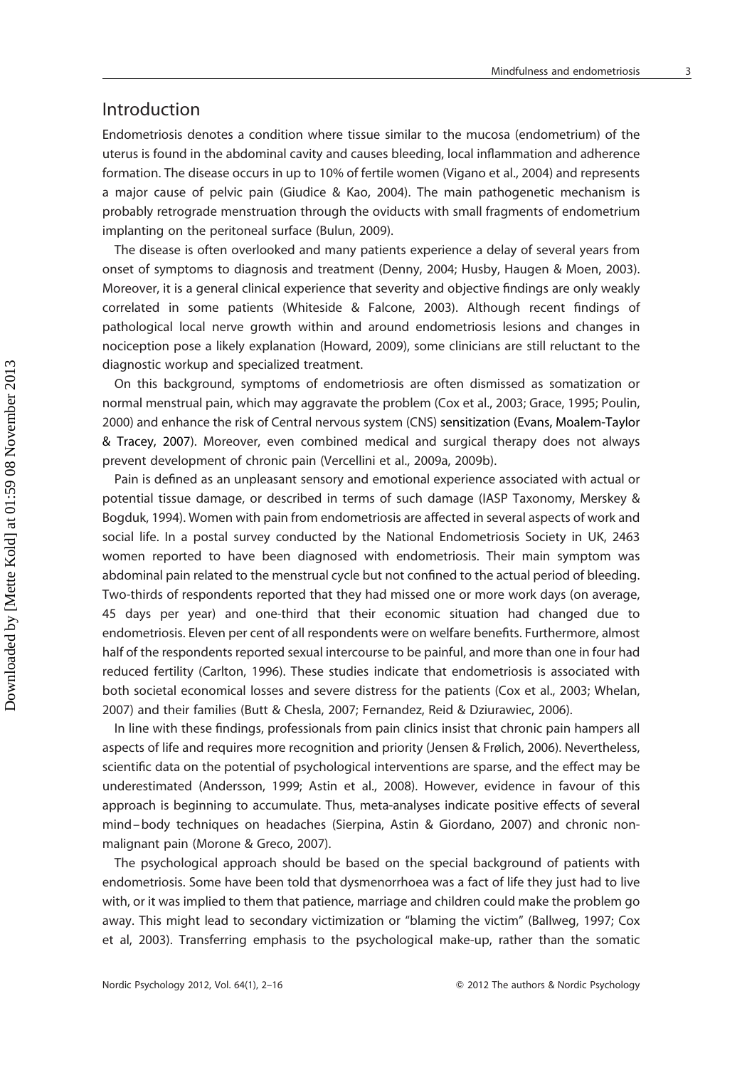## Introduction

Endometriosis denotes a condition where tissue similar to the mucosa (endometrium) of the uterus is found in the abdominal cavity and causes bleeding, local inflammation and adherence formation. The disease occurs in up to 10% of fertile women (Vigano et al., 2004) and represents a major cause of pelvic pain (Giudice & Kao, 2004). The main pathogenetic mechanism is probably retrograde menstruation through the oviducts with small fragments of endometrium implanting on the peritoneal surface (Bulun, 2009).

The disease is often overlooked and many patients experience a delay of several years from onset of symptoms to diagnosis and treatment (Denny, 2004; Husby, Haugen & Moen, 2003). Moreover, it is a general clinical experience that severity and objective findings are only weakly correlated in some patients (Whiteside & Falcone, 2003). Although recent findings of pathological local nerve growth within and around endometriosis lesions and changes in nociception pose a likely explanation (Howard, 2009), some clinicians are still reluctant to the diagnostic workup and specialized treatment.

On this background, symptoms of endometriosis are often dismissed as somatization or normal menstrual pain, which may aggravate the problem (Cox et al., 2003; Grace, 1995; Poulin, 2000) and enhance the risk of Central nervous system (CNS) sensitization (Evans, Moalem-Taylor & Tracey, 2007). Moreover, even combined medical and surgical therapy does not always prevent development of chronic pain (Vercellini et al., 2009a, 2009b).

Pain is defined as an unpleasant sensory and emotional experience associated with actual or potential tissue damage, or described in terms of such damage (IASP Taxonomy, Merskey & Bogduk, 1994). Women with pain from endometriosis are affected in several aspects of work and social life. In a postal survey conducted by the National Endometriosis Society in UK, 2463 women reported to have been diagnosed with endometriosis. Their main symptom was abdominal pain related to the menstrual cycle but not confined to the actual period of bleeding. Two-thirds of respondents reported that they had missed one or more work days (on average, 45 days per year) and one-third that their economic situation had changed due to endometriosis. Eleven per cent of all respondents were on welfare benefits. Furthermore, almost half of the respondents reported sexual intercourse to be painful, and more than one in four had reduced fertility (Carlton, 1996). These studies indicate that endometriosis is associated with both societal economical losses and severe distress for the patients (Cox et al., 2003; Whelan, 2007) and their families (Butt & Chesla, 2007; Fernandez, Reid & Dziurawiec, 2006).

In line with these findings, professionals from pain clinics insist that chronic pain hampers all aspects of life and requires more recognition and priority (Jensen & Frølich, 2006). Nevertheless, scientific data on the potential of psychological interventions are sparse, and the effect may be underestimated (Andersson, 1999; Astin et al., 2008). However, evidence in favour of this approach is beginning to accumulate. Thus, meta-analyses indicate positive effects of several mind–body techniques on headaches (Sierpina, Astin & Giordano, 2007) and chronic non-malignant pain (Morone & Greco, 2007).

The psychological approach should be based on the special background of patients with endometriosis. Some have been told that dysmenorrhoea was a fact of life they just had to live with, or it was implied to them that patience, marriage and children could make the problem go away. This might lead to secondary victimization or "blaming the victim" (Ballweg, 1997; Cox et al, 2003). Transferring emphasis to the psychological make-up, rather than the somatic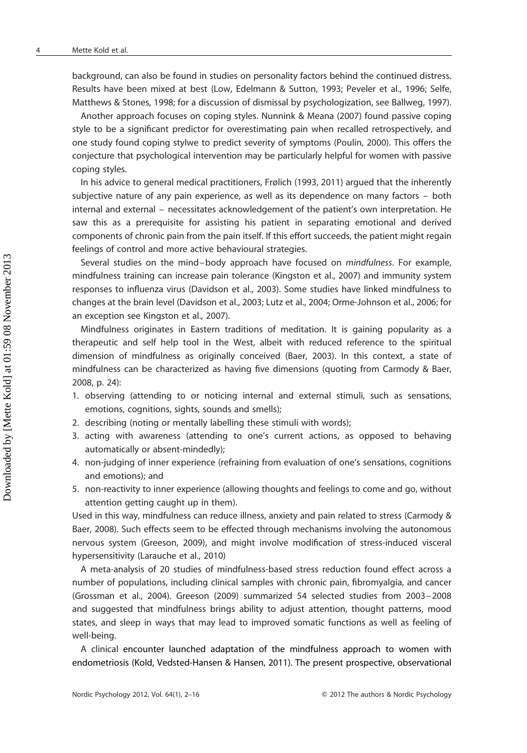background, can also be found in studies on personality factors behind the continued distress. Results have been mixed at best (Low, Edelmann & Sutton, 1993; Peveler et al., 1996; Selfe, Matthews & Stones, 1998; for a discussion of dismissal by psychologization, see Ballweg, 1997).

Another approach focuses on coping styles. Nunnink & Meana (2007) found passive coping style to be a significant predictor for overestimating pain when recalled retrospectively, and one study found coping stylwe to predict severity of symptoms (Poulin, 2000). This offers the conjecture that psychological intervention may be particularly helpful for women with passive coping styles.

In his advice to general medical practitioners, Frølich (1993, 2011) argued that the inherently subjective nature of any pain experience, as well as its dependence on many factors – both internal and external – necessitates acknowledgement of the patient's own interpretation. He saw this as a prerequisite for assisting his patient in separating emotional and derived components of chronic pain from the pain itself. If this effort succeeds, the patient might regain feelings of control and more active behavioural strategies.

Several studies on the mind–body approach have focused on *mindfulness*. For example, mindfulness training can increase pain tolerance (Kingston et al., 2007) and immunity system responses to influenza virus (Davidson et al., 2003). Some studies have linked mindfulness to changes at the brain level (Davidson et al., 2003; Lutz et al., 2004; Orme-Johnson et al., 2006; for an exception see Kingston et al., 2007).

Mindfulness originates in Eastern traditions of meditation. It is gaining popularity as a therapeutic and self help tool in the West, albeit with reduced reference to the spiritual dimension of mindfulness as originally conceived (Baer, 2003). In this context, a state of mindfulness can be characterized as having five dimensions (quoting from Carmody & Baer, 2008, p. 24):

1. observing (attending to or noticing internal and external stimuli, such as sensations, emotions, cognitions, sights, sounds and smells);
2. describing (noting or mentally labelling these stimuli with words);
3. acting with awareness (attending to one's current actions, as opposed to behaving automatically or absent-mindedly);
4. non-judging of inner experience (refraining from evaluation of one's sensations, cognitions and emotions); and
5. non-reactivity to inner experience (allowing thoughts and feelings to come and go, without attention getting caught up in them).

Used in this way, mindfulness can reduce illness, anxiety and pain related to stress (Carmody & Baer, 2008). Such effects seem to be effected through mechanisms involving the autonomous nervous system (Greeson, 2009), and might involve modification of stress-induced visceral hypersensitivity (Larauche et al., 2010)

A meta-analysis of 20 studies of mindfulness-based stress reduction found effect across a number of populations, including clinical samples with chronic pain, fibromyalgia, and cancer (Grossman et al., 2004). Greeson (2009) summarized 54 selected studies from 2003–2008 and suggested that mindfulness brings ability to adjust attention, thought patterns, mood states, and sleep in ways that may lead to improved somatic functions as well as feeling of well-being.

A clinical encounter launched adaptation of the mindfulness approach to women with endometriosis (Kold, Vedsted-Hansen & Hansen, 2011). The present prospective, observational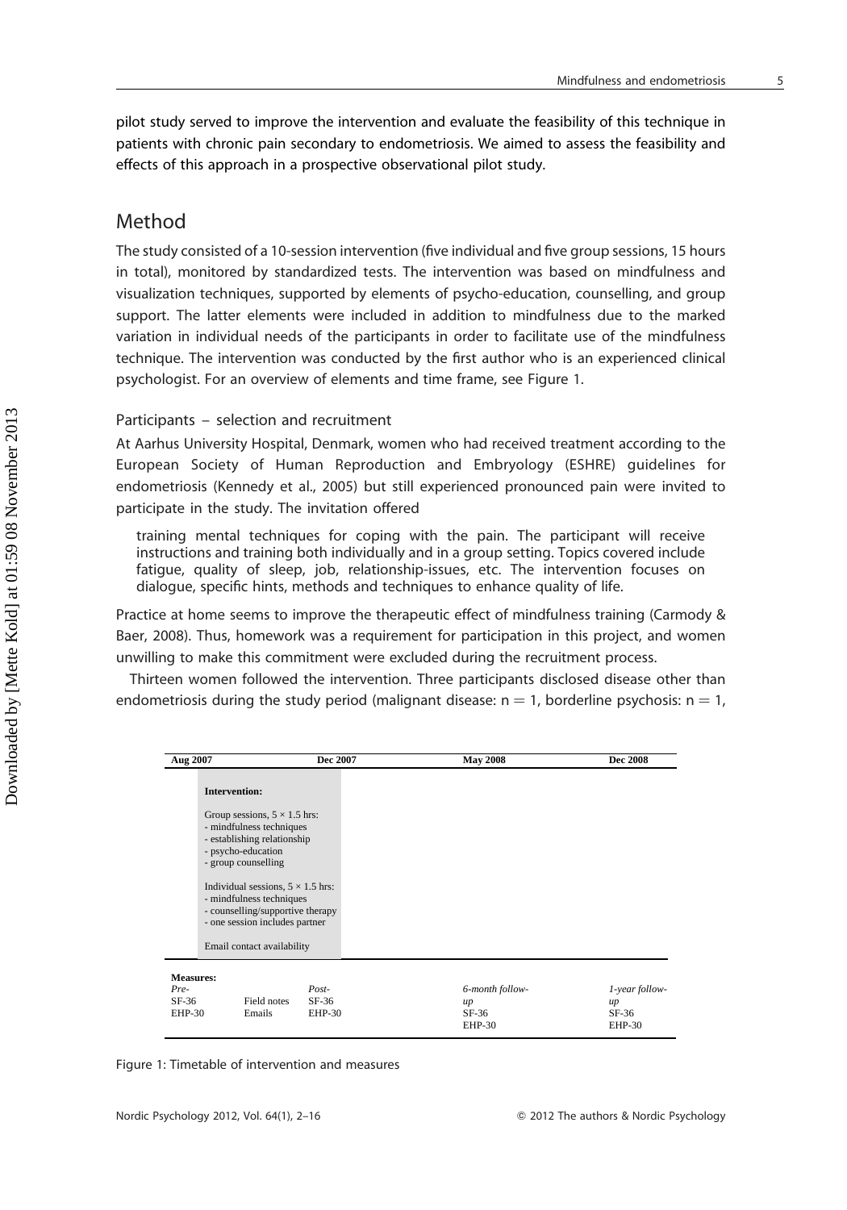pilot study served to improve the intervention and evaluate the feasibility of this technique in patients with chronic pain secondary to endometriosis. We aimed to assess the feasibility and effects of this approach in a prospective observational pilot study.

## Method

The study consisted of a 10-session intervention (five individual and five group sessions, 15 hours in total), monitored by standardized tests. The intervention was based on mindfulness and visualization techniques, supported by elements of psycho-education, counselling, and group support. The latter elements were included in addition to mindfulness due to the marked variation in individual needs of the participants in order to facilitate use of the mindfulness technique. The intervention was conducted by the first author who is an experienced clinical psychologist. For an overview of elements and time frame, see Figure 1.

### Participants – selection and recruitment

At Aarhus University Hospital, Denmark, women who had received treatment according to the European Society of Human Reproduction and Embryology (ESHRE) guidelines for endometriosis (Kennedy et al., 2005) but still experienced pronounced pain were invited to participate in the study. The invitation offered

> training mental techniques for coping with the pain. The participant will receive instructions and training both individually and in a group setting. Topics covered include fatigue, quality of sleep, job, relationship-issues, etc. The intervention focuses on dialogue, specific hints, methods and techniques to enhance quality of life.

Practice at home seems to improve the therapeutic effect of mindfulness training (Carmody & Baer, 2008). Thus, homework was a requirement for participation in this project, and women unwilling to make this commitment were excluded during the recruitment process.

Thirteen women followed the intervention. Three participants disclosed disease other than endometriosis during the study period (malignant disease: n = 1, borderline psychosis: n = 1,

| Aug 2007 | | Dec 2007 | May 2008 | Dec 2008 |
|---|---|---|---|---|
| **Intervention:**<br><br>Group sessions, 5 × 1.5 hrs:<br>- mindfulness techniques<br>- establishing relationship<br>- psycho-education<br>- group counselling<br><br>Individual sessions, 5 × 1.5 hrs:<br>- mindfulness techniques<br>- counselling/supportive therapy<br>- one session includes partner<br><br>Email contact availability | | | | |
| **Measures:** | | | | |
| *Pre-*<br>SF-36<br>EHP-30 | Field notes<br>Emails | *Post-*<br>SF-36<br>EHP-30 | *6-month follow-up*<br>SF-36<br>EHP-30 | *1-year follow-up*<br>SF-36<br>EHP-30 |

Figure 1: Timetable of intervention and measures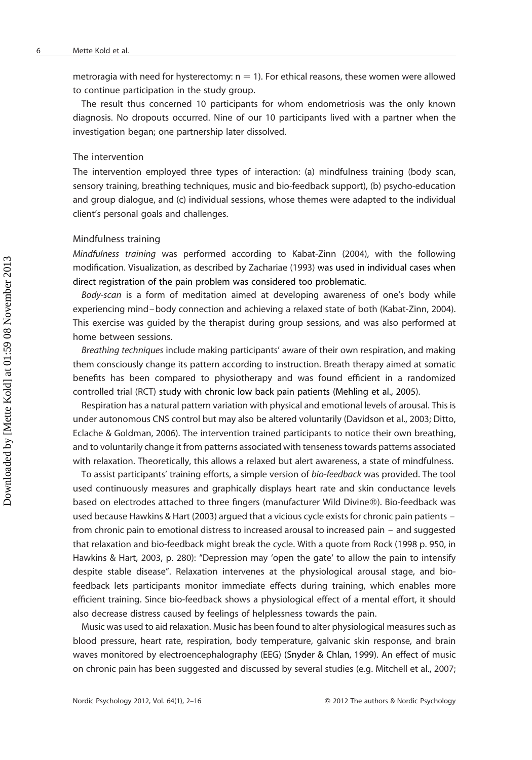metroragia with need for hysterectomy: n = 1). For ethical reasons, these women were allowed to continue participation in the study group.

The result thus concerned 10 participants for whom endometriosis was the only known diagnosis. No dropouts occurred. Nine of our 10 participants lived with a partner when the investigation began; one partnership later dissolved.

### The intervention

The intervention employed three types of interaction: (a) mindfulness training (body scan, sensory training, breathing techniques, music and bio-feedback support), (b) psycho-education and group dialogue, and (c) individual sessions, whose themes were adapted to the individual client's personal goals and challenges.

### Mindfulness training

*Mindfulness training* was performed according to Kabat-Zinn (2004), with the following modification. Visualization, as described by Zachariae (1993) was used in individual cases when direct registration of the pain problem was considered too problematic.

*Body-scan* is a form of meditation aimed at developing awareness of one's body while experiencing mind–body connection and achieving a relaxed state of both (Kabat-Zinn, 2004). This exercise was guided by the therapist during group sessions, and was also performed at home between sessions.

*Breathing techniques* include making participants' aware of their own respiration, and making them consciously change its pattern according to instruction. Breath therapy aimed at somatic benefits has been compared to physiotherapy and was found efficient in a randomized controlled trial (RCT) study with chronic low back pain patients (Mehling et al., 2005).

Respiration has a natural pattern variation with physical and emotional levels of arousal. This is under autonomous CNS control but may also be altered voluntarily (Davidson et al., 2003; Ditto, Eclache & Goldman, 2006). The intervention trained participants to notice their own breathing, and to voluntarily change it from patterns associated with tenseness towards patterns associated with relaxation. Theoretically, this allows a relaxed but alert awareness, a state of mindfulness.

To assist participants' training efforts, a simple version of *bio-feedback* was provided. The tool used continuously measures and graphically displays heart rate and skin conductance levels based on electrodes attached to three fingers (manufacturer Wild Divine®). Bio-feedback was used because Hawkins & Hart (2003) argued that a vicious cycle exists for chronic pain patients – from chronic pain to emotional distress to increased arousal to increased pain – and suggested that relaxation and bio-feedback might break the cycle. With a quote from Rock (1998 p. 950, in Hawkins & Hart, 2003, p. 280): "Depression may 'open the gate' to allow the pain to intensify despite stable disease". Relaxation intervenes at the physiological arousal stage, and bio-feedback lets participants monitor immediate effects during training, which enables more efficient training. Since bio-feedback shows a physiological effect of a mental effort, it should also decrease distress caused by feelings of helplessness towards the pain.

Music was used to aid relaxation. Music has been found to alter physiological measures such as blood pressure, heart rate, respiration, body temperature, galvanic skin response, and brain waves monitored by electroencephalography (EEG) (Snyder & Chlan, 1999). An effect of music on chronic pain has been suggested and discussed by several studies (e.g. Mitchell et al., 2007;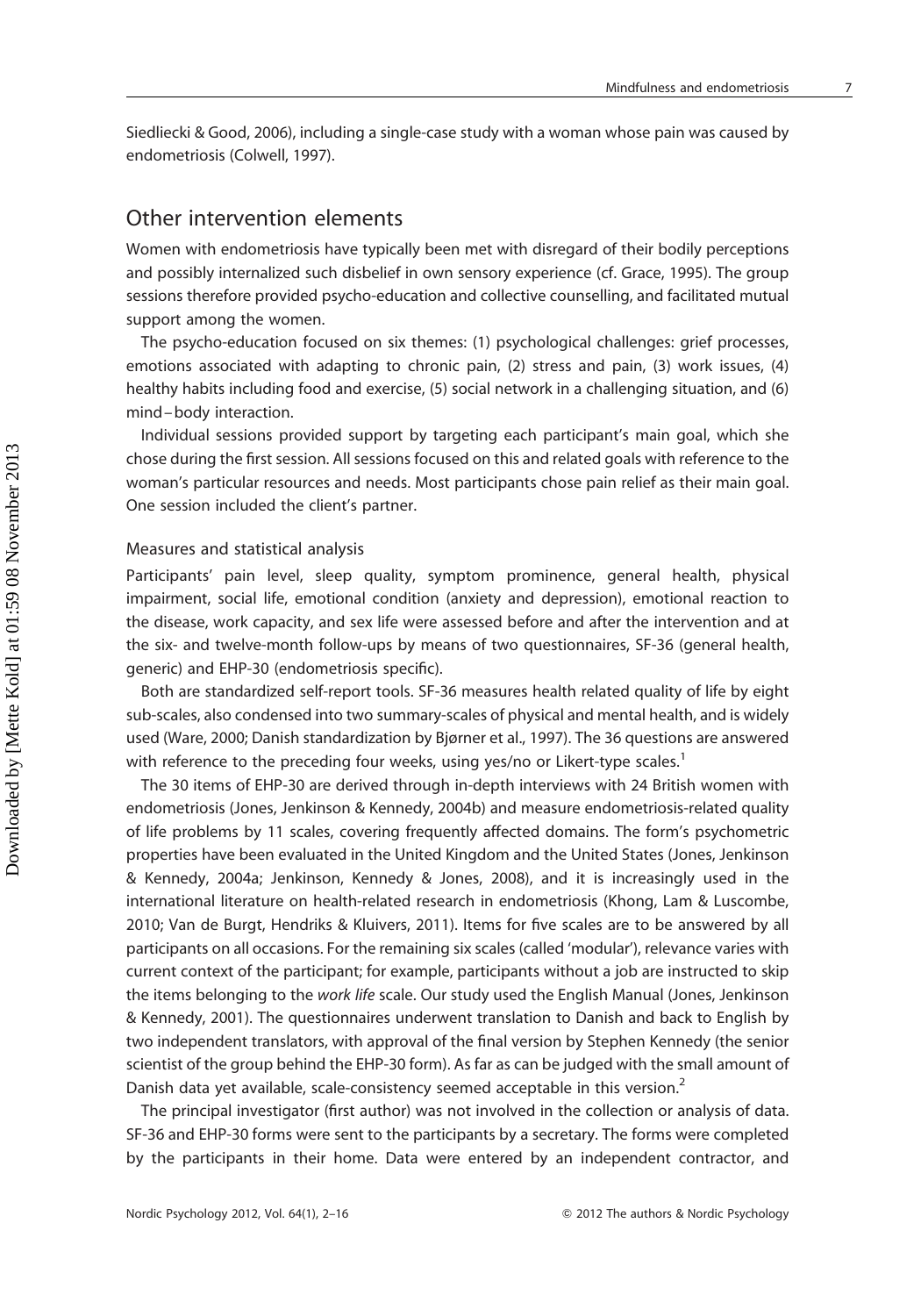Siedliecki & Good, 2006), including a single-case study with a woman whose pain was caused by endometriosis (Colwell, 1997).

## Other intervention elements

Women with endometriosis have typically been met with disregard of their bodily perceptions and possibly internalized such disbelief in own sensory experience (cf. Grace, 1995). The group sessions therefore provided psycho-education and collective counselling, and facilitated mutual support among the women.

The psycho-education focused on six themes: (1) psychological challenges: grief processes, emotions associated with adapting to chronic pain, (2) stress and pain, (3) work issues, (4) healthy habits including food and exercise, (5) social network in a challenging situation, and (6) mind–body interaction.

Individual sessions provided support by targeting each participant's main goal, which she chose during the first session. All sessions focused on this and related goals with reference to the woman's particular resources and needs. Most participants chose pain relief as their main goal. One session included the client's partner.

### Measures and statistical analysis

Participants' pain level, sleep quality, symptom prominence, general health, physical impairment, social life, emotional condition (anxiety and depression), emotional reaction to the disease, work capacity, and sex life were assessed before and after the intervention and at the six- and twelve-month follow-ups by means of two questionnaires, SF-36 (general health, generic) and EHP-30 (endometriosis specific).

Both are standardized self-report tools. SF-36 measures health related quality of life by eight sub-scales, also condensed into two summary-scales of physical and mental health, and is widely used (Ware, 2000; Danish standardization by Bjørner et al., 1997). The 36 questions are answered with reference to the preceding four weeks, using yes/no or Likert-type scales.[1]

The 30 items of EHP-30 are derived through in-depth interviews with 24 British women with endometriosis (Jones, Jenkinson & Kennedy, 2004b) and measure endometriosis-related quality of life problems by 11 scales, covering frequently affected domains. The form's psychometric properties have been evaluated in the United Kingdom and the United States (Jones, Jenkinson & Kennedy, 2004a; Jenkinson, Kennedy & Jones, 2008), and it is increasingly used in the international literature on health-related research in endometriosis (Khong, Lam & Luscombe, 2010; Van de Burgt, Hendriks & Kluivers, 2011). Items for five scales are to be answered by all participants on all occasions. For the remaining six scales (called 'modular'), relevance varies with current context of the participant; for example, participants without a job are instructed to skip the items belonging to the *work life* scale. Our study used the English Manual (Jones, Jenkinson & Kennedy, 2001). The questionnaires underwent translation to Danish and back to English by two independent translators, with approval of the final version by Stephen Kennedy (the senior scientist of the group behind the EHP-30 form). As far as can be judged with the small amount of Danish data yet available, scale-consistency seemed acceptable in this version.[2]

The principal investigator (first author) was not involved in the collection or analysis of data. SF-36 and EHP-30 forms were sent to the participants by a secretary. The forms were completed by the participants in their home. Data were entered by an independent contractor, and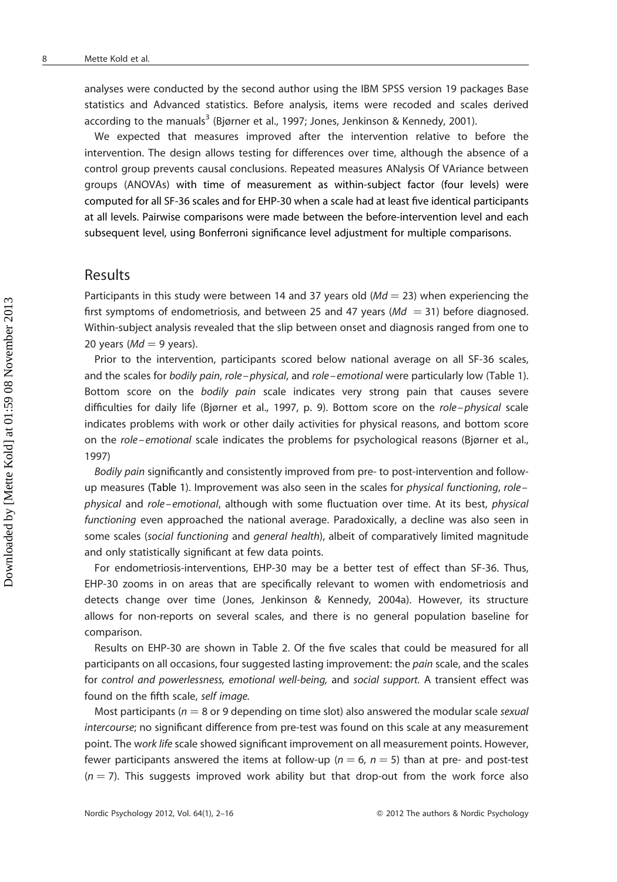analyses were conducted by the second author using the IBM SPSS version 19 packages Base statistics and Advanced statistics. Before analysis, items were recoded and scales derived according to the manuals[3] (Bjørner et al., 1997; Jones, Jenkinson & Kennedy, 2001).

We expected that measures improved after the intervention relative to before the intervention. The design allows testing for differences over time, although the absence of a control group prevents causal conclusions. Repeated measures ANalysis Of VAriance between groups (ANOVAs) with time of measurement as within-subject factor (four levels) were computed for all SF-36 scales and for EHP-30 when a scale had at least five identical participants at all levels. Pairwise comparisons were made between the before-intervention level and each subsequent level, using Bonferroni significance level adjustment for multiple comparisons.

## Results

Participants in this study were between 14 and 37 years old ($Md = 23$) when experiencing the first symptoms of endometriosis, and between 25 and 47 years ($Md = 31$) before diagnosed. Within-subject analysis revealed that the slip between onset and diagnosis ranged from one to 20 years ($Md = 9$ years).

Prior to the intervention, participants scored below national average on all SF-36 scales, and the scales for *bodily pain*, *role–physical*, and *role–emotional* were particularly low (Table 1). Bottom score on the *bodily pain* scale indicates very strong pain that causes severe difficulties for daily life (Bjørner et al., 1997, p. 9). Bottom score on the *role–physical* scale indicates problems with work or other daily activities for physical reasons, and bottom score on the *role–emotional* scale indicates the problems for psychological reasons (Bjørner et al., 1997)

*Bodily pain* significantly and consistently improved from pre- to post-intervention and follow-up measures (Table 1). Improvement was also seen in the scales for *physical functioning*, *role–physical* and *role–emotional*, although with some fluctuation over time. At its best, *physical functioning* even approached the national average. Paradoxically, a decline was also seen in some scales (*social functioning* and *general health*), albeit of comparatively limited magnitude and only statistically significant at few data points.

For endometriosis-interventions, EHP-30 may be a better test of effect than SF-36. Thus, EHP-30 zooms in on areas that are specifically relevant to women with endometriosis and detects change over time (Jones, Jenkinson & Kennedy, 2004a). However, its structure allows for non-reports on several scales, and there is no general population baseline for comparison.

Results on EHP-30 are shown in Table 2. Of the five scales that could be measured for all participants on all occasions, four suggested lasting improvement: the *pain* scale, and the scales for *control and powerlessness, emotional well-being,* and *social support.* A transient effect was found on the fifth scale, *self image.*

Most participants ($n = 8$ or 9 depending on time slot) also answered the modular scale *sexual intercourse*; no significant difference from pre-test was found on this scale at any measurement point. The *work life* scale showed significant improvement on all measurement points. However, fewer participants answered the items at follow-up ($n = 6$, $n = 5$) than at pre- and post-test ($n = 7$). This suggests improved work ability but that drop-out from the work force also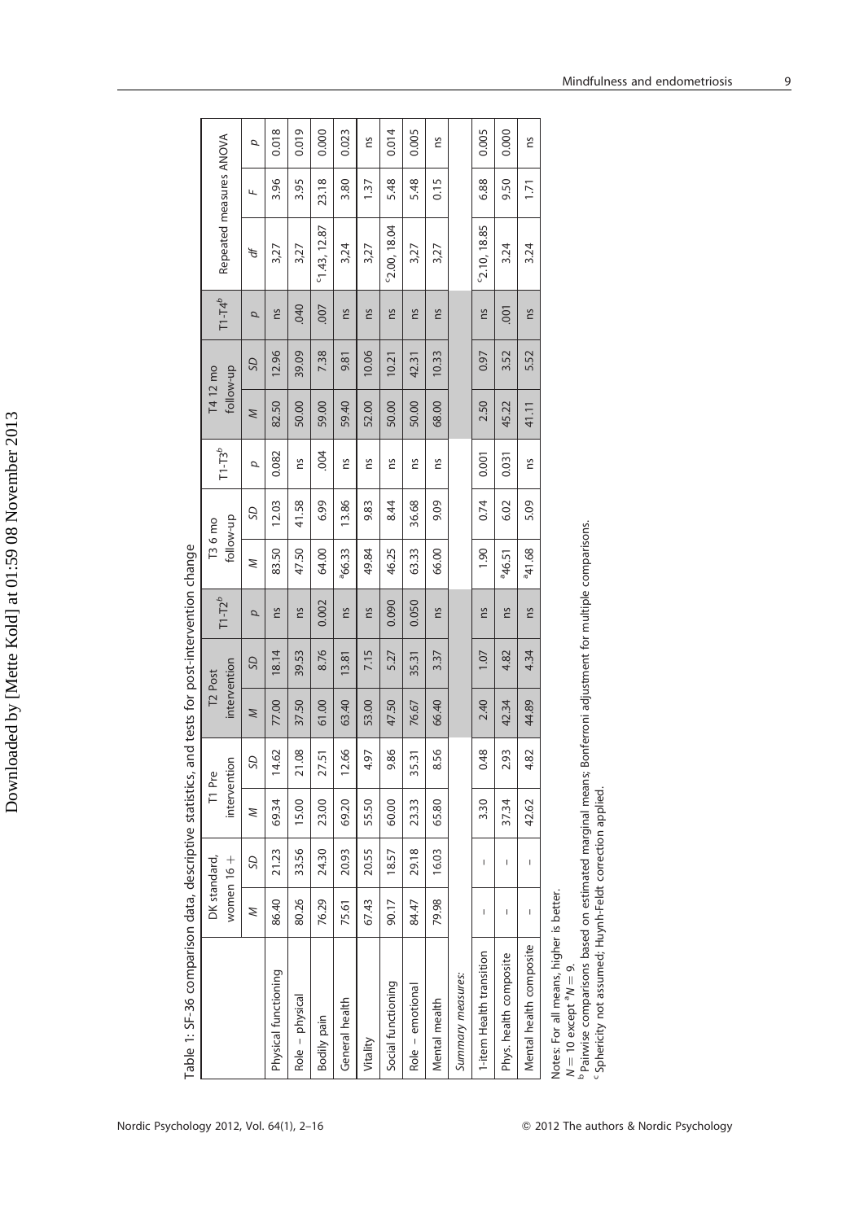Table 1: SF-36 comparison data, descriptive statistics, and tests for post-intervention change

| | DK standard, women 16 + | | T1 Pre intervention | | T2 Post intervention | | $T1\text{-}T2^b$ | T3 6 mo follow-up | | $T1\text{-}T3^b$ | T4 12 mo follow-up | | $T1\text{-}T4^b$ | Repeated measures ANOVA | | |
|---|---|---|---|---|---|---|---|---|---|---|---|---|---|---|---|---|
| | *M* | *SD* | *M* | *SD* | *M* | *SD* | *p* | *M* | *SD* | *p* | *M* | *SD* | *p* | *df* | *F* | *p* |
| Physical functioning | 86.40 | 21.23 | 69.34 | 14.62 | 77.00 | 18.14 | ns | 83.50 | 12.03 | 0.082 | 82.50 | 12.96 | ns | 3,27 | 3.96 | 0.018 |
| Role – physical | 80.26 | 33.56 | 15.00 | 21.08 | 37.50 | 39.53 | ns | 47.50 | 41.58 | ns | 50.00 | 39.09 | .040 | 3,27 | 3.95 | 0.019 |
| Bodily pain | 76.29 | 24.30 | 23.00 | 27.51 | 61.00 | 8.76 | 0.002 | 64.00 | 6.99 | .004 | 59.00 | 7.38 | .007 | [c]1.43, 12.87 | 23.18 | 0.000 |
| General health | 75.61 | 20.93 | 69.20 | 12.66 | 63.40 | 13.81 | ns | [a]66.33 | 13.86 | ns | 59.40 | 9.81 | ns | 3,24 | 3.80 | 0.023 |
| Vitality | 67.43 | 20.55 | 55.50 | 4.97 | 53.00 | 7.15 | ns | 49.84 | 9.83 | ns | 52.00 | 10.06 | ns | 3,27 | 1.37 | ns |
| Social functioning | 90.17 | 18.57 | 60.00 | 9.86 | 47.50 | 5.27 | 0.090 | 46.25 | 8.44 | ns | 50.00 | 10.21 | ns | [c]2.00, 18.04 | 5.48 | 0.014 |
| Role – emotional | 84.47 | 29.18 | 23.33 | 35.31 | 76.67 | 35.31 | 0.050 | 63.33 | 36.68 | ns | 50.00 | 42.31 | ns | 3,27 | 5.48 | 0.005 |
| Mental mealth | 79.98 | 16.03 | 65.80 | 8.56 | 66.40 | 3.37 | ns | 66.00 | 9.09 | ns | 68.00 | 10.33 | ns | 3,27 | 0.15 | ns |
| *Summary measures:* | | | | | | | | | | | | | | | | |
| 1-item Health transition | – | – | 3.30 | 0.48 | 2.40 | 1.07 | ns | 1.90 | 0.74 | 0.001 | 2.50 | 0.97 | ns | [c]2.10, 18.85 | 6.88 | 0.005 |
| Phys. health composite | – | – | 37.34 | 2.93 | 42.34 | 4.82 | ns | [a]46.51 | 6.02 | 0.031 | 45.22 | 3.52 | .001 | 3,24 | 9.50 | 0.000 |
| Mental health composite | – | – | 42.62 | 4.82 | 44.89 | 4.34 | ns | [a]41.68 | 5.09 | ns | 41.11 | 5.52 | ns | 3,24 | 1.71 | ns |

Notes: For all means, higher is better.
$N = 10$ except $^aN = 9$.
[b] Pairwise comparisons based on estimated marginal means; Bonferroni adjustment for multiple comparisons.
[c] Sphericity not assumed; Huynh-Feldt correction applied.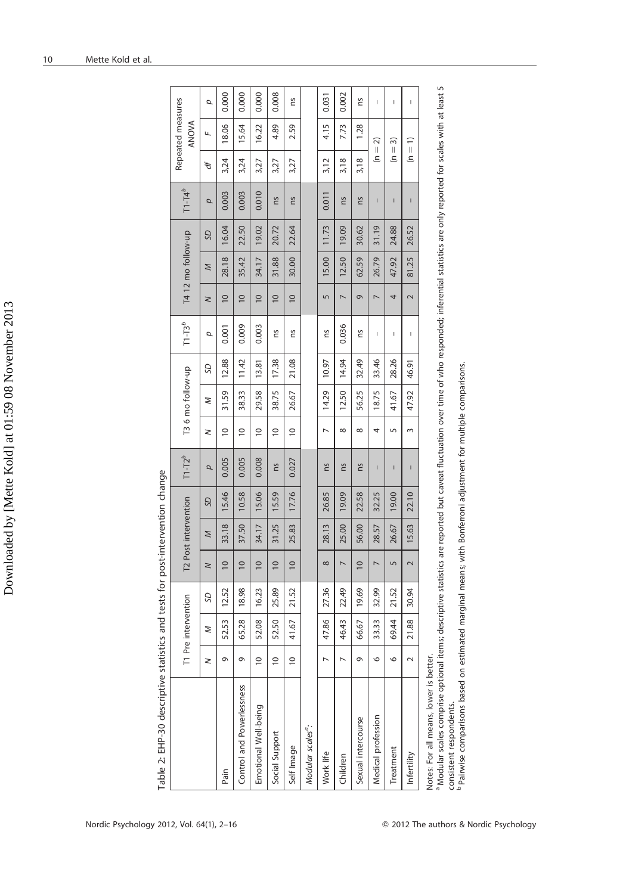Table 2: EHP-30 descriptive statistics and tests for post-intervention change

| | T1 Pre intervention | | | T2 Post intervention | | | T1-T2[b] | T3 6 mo follow-up | | | T1-T3[b] | T4 12 mo follow-up | | | T1-T4[b] | Repeated measures ANOVA | | |
|---|---|---|---|---|---|---|---|---|---|---|---|---|---|---|---|---|---|---|
| | *N* | *M* | *SD* | *N* | *M* | *SD* | *p* | *N* | *M* | *SD* | *p* | *N* | *M* | *SD* | *p* | *df* | *F* | *p* |
| Pain | 9 | 52.53 | 12.52 | 10 | 33.18 | 15.46 | 0.005 | 10 | 31.59 | 12.88 | 0.001 | 10 | 28.18 | 16.04 | 0.003 | 3,24 | 18.06 | 0.000 |
| Control and Powerlessness | 9 | 65.28 | 18.98 | 10 | 37.50 | 10.58 | 0.005 | 10 | 38.33 | 11.42 | 0.009 | 10 | 35.42 | 22.50 | 0.003 | 3,24 | 15.64 | 0.000 |
| Emotional Well-being | 10 | 52.08 | 16.23 | 10 | 34.17 | 15.06 | 0.008 | 10 | 29.58 | 13.81 | 0.003 | 10 | 34.17 | 19.02 | 0.010 | 3,27 | 16.22 | 0.000 |
| Social Support | 10 | 52.50 | 25.89 | 10 | 31.25 | 15.59 | ns | 10 | 38.75 | 17.38 | ns | 10 | 31.88 | 20.72 | ns | 3,27 | 4.89 | 0.008 |
| Self Image | 10 | 41.67 | 21.52 | 10 | 25.83 | 17.76 | 0.027 | 10 | 26.67 | 21.08 | ns | 10 | 30.00 | 22.64 | ns | 3,27 | 2.59 | ns |
| *Modular scales*[a]: | | | | | | | | | | | | | | | | | | |
| Work life | 7 | 47.86 | 27.36 | 8 | 28.13 | 26.85 | ns | 7 | 14.29 | 10.97 | ns | 5 | 15.00 | 11.73 | 0.011 | 3,12 | 4.15 | 0.031 |
| Children | 7 | 46.43 | 22.49 | 7 | 25.00 | 19.09 | ns | 8 | 12.50 | 14.94 | 0.036 | 7 | 12.50 | 19.09 | ns | 3,18 | 7.73 | 0.002 |
| Sexual intercourse | 9 | 66.67 | 19.69 | 10 | 56.00 | 22.58 | ns | 8 | 56.25 | 32.49 | ns | 9 | 62.59 | 30.62 | ns | 3,18 | 1.28 | ns |
| Medical profession | 6 | 33.33 | 32.99 | 7 | 28.57 | 32.25 | – | 4 | 18.75 | 33.46 | – | 7 | 26.79 | 31.19 | – | (n = 2) | | – |
| Treatment | 6 | 69.44 | 21.52 | 5 | 26.67 | 19.00 | – | 5 | 41.67 | 28.26 | – | 4 | 47.92 | 24.88 | – | (n = 3) | | – |
| Infertility | 2 | 21.88 | 30.94 | 2 | 15.63 | 22.10 | – | 3 | 47.92 | 46.91 | – | 2 | 81.25 | 26.52 | – | (n = 1) | | – |

Notes: For all means, lower is better.

[a] Modular scales comprise optional items; descriptive statistics are reported but caveat fluctuation over time of who responded; inferential statistics are only reported for scales with at least 5 consistent respondents.

[b] Pairwise comparisons based on estimated marginal means; with Bonferroni adjustment for multiple comparisons.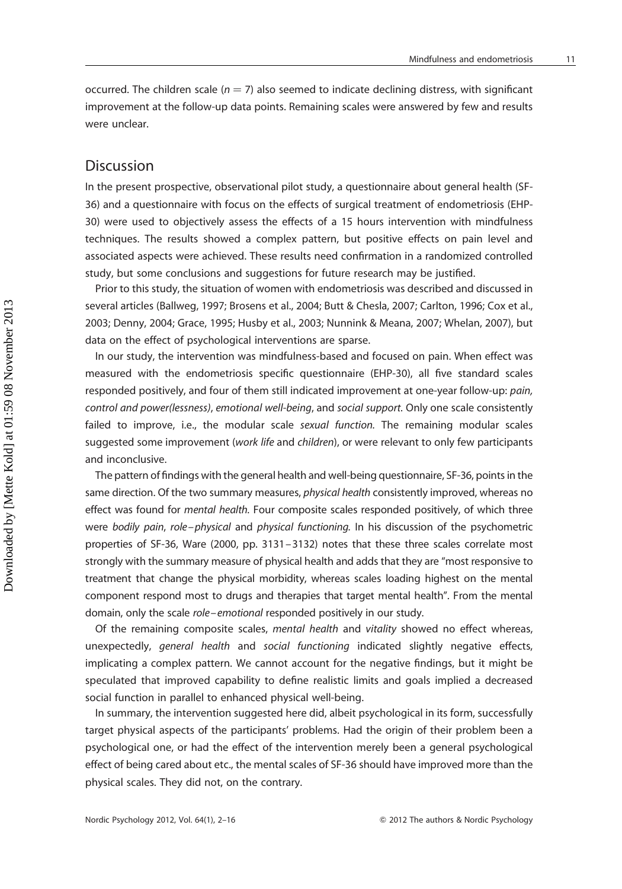occurred. The children scale ($n = 7$) also seemed to indicate declining distress, with significant improvement at the follow-up data points. Remaining scales were answered by few and results were unclear.

## Discussion

In the present prospective, observational pilot study, a questionnaire about general health (SF-36) and a questionnaire with focus on the effects of surgical treatment of endometriosis (EHP-30) were used to objectively assess the effects of a 15 hours intervention with mindfulness techniques. The results showed a complex pattern, but positive effects on pain level and associated aspects were achieved. These results need confirmation in a randomized controlled study, but some conclusions and suggestions for future research may be justified.

Prior to this study, the situation of women with endometriosis was described and discussed in several articles (Ballweg, 1997; Brosens et al., 2004; Butt & Chesla, 2007; Carlton, 1996; Cox et al., 2003; Denny, 2004; Grace, 1995; Husby et al., 2003; Nunnink & Meana, 2007; Whelan, 2007), but data on the effect of psychological interventions are sparse.

In our study, the intervention was mindfulness-based and focused on pain. When effect was measured with the endometriosis specific questionnaire (EHP-30), all five standard scales responded positively, and four of them still indicated improvement at one-year follow-up: *pain, control and power(lessness)*, *emotional well-being*, and *social support*. Only one scale consistently failed to improve, i.e., the modular scale *sexual function.* The remaining modular scales suggested some improvement (*work life* and *children*), or were relevant to only few participants and inconclusive.

The pattern of findings with the general health and well-being questionnaire, SF-36, points in the same direction. Of the two summary measures, *physical health* consistently improved, whereas no effect was found for *mental health.* Four composite scales responded positively, of which three were *bodily pain*, *role–physical* and *physical functioning.* In his discussion of the psychometric properties of SF-36, Ware (2000, pp. 3131–3132) notes that these three scales correlate most strongly with the summary measure of physical health and adds that they are "most responsive to treatment that change the physical morbidity, whereas scales loading highest on the mental component respond most to drugs and therapies that target mental health". From the mental domain, only the scale *role–emotional* responded positively in our study.

Of the remaining composite scales, *mental health* and *vitality* showed no effect whereas, unexpectedly, *general health* and *social functioning* indicated slightly negative effects, implicating a complex pattern. We cannot account for the negative findings, but it might be speculated that improved capability to define realistic limits and goals implied a decreased social function in parallel to enhanced physical well-being.

In summary, the intervention suggested here did, albeit psychological in its form, successfully target physical aspects of the participants' problems. Had the origin of their problem been a psychological one, or had the effect of the intervention merely been a general psychological effect of being cared about etc., the mental scales of SF-36 should have improved more than the physical scales. They did not, on the contrary.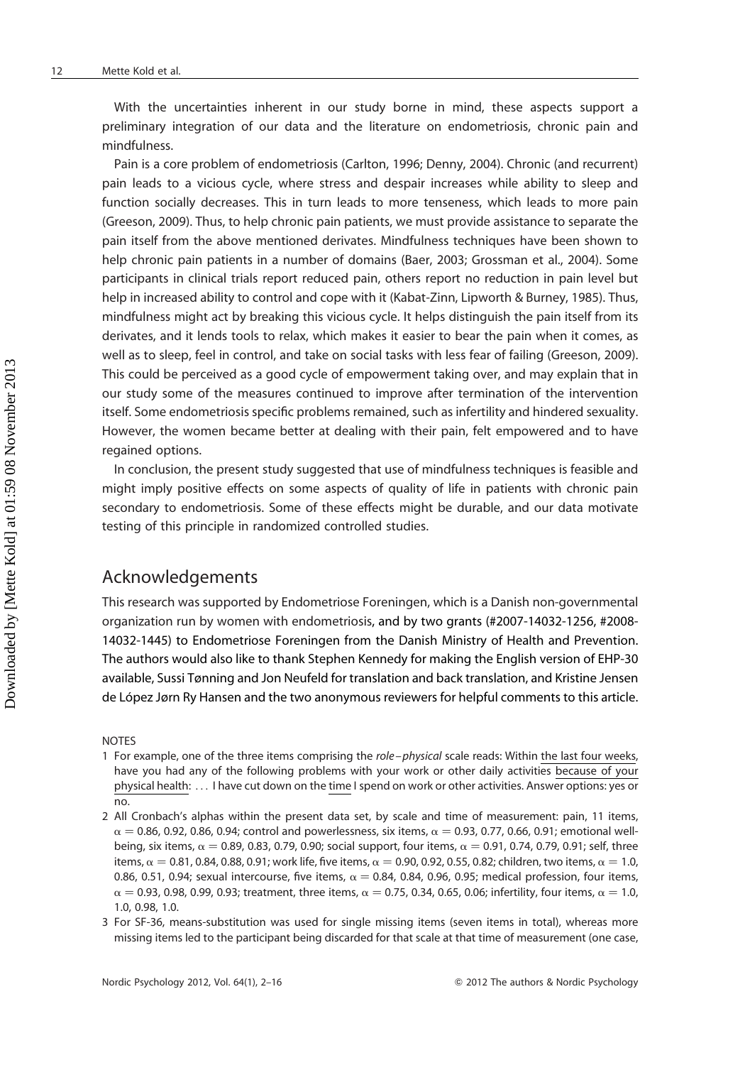With the uncertainties inherent in our study borne in mind, these aspects support a preliminary integration of our data and the literature on endometriosis, chronic pain and mindfulness.

Pain is a core problem of endometriosis (Carlton, 1996; Denny, 2004). Chronic (and recurrent) pain leads to a vicious cycle, where stress and despair increases while ability to sleep and function socially decreases. This in turn leads to more tenseness, which leads to more pain (Greeson, 2009). Thus, to help chronic pain patients, we must provide assistance to separate the pain itself from the above mentioned derivates. Mindfulness techniques have been shown to help chronic pain patients in a number of domains (Baer, 2003; Grossman et al., 2004). Some participants in clinical trials report reduced pain, others report no reduction in pain level but help in increased ability to control and cope with it (Kabat-Zinn, Lipworth & Burney, 1985). Thus, mindfulness might act by breaking this vicious cycle. It helps distinguish the pain itself from its derivates, and it lends tools to relax, which makes it easier to bear the pain when it comes, as well as to sleep, feel in control, and take on social tasks with less fear of failing (Greeson, 2009). This could be perceived as a good cycle of empowerment taking over, and may explain that in our study some of the measures continued to improve after termination of the intervention itself. Some endometriosis specific problems remained, such as infertility and hindered sexuality. However, the women became better at dealing with their pain, felt empowered and to have regained options.

In conclusion, the present study suggested that use of mindfulness techniques is feasible and might imply positive effects on some aspects of quality of life in patients with chronic pain secondary to endometriosis. Some of these effects might be durable, and our data motivate testing of this principle in randomized controlled studies.

## Acknowledgements

This research was supported by Endometriose Foreningen, which is a Danish non-governmental organization run by women with endometriosis, and by two grants (#2007-14032-1256, #2008-14032-1445) to Endometriose Foreningen from the Danish Ministry of Health and Prevention. The authors would also like to thank Stephen Kennedy for making the English version of EHP-30 available, Sussi Tønning and Jon Neufeld for translation and back translation, and Kristine Jensen de López Jørn Ry Hansen and the two anonymous reviewers for helpful comments to this article.

NOTES

1 For example, one of the three items comprising the *role–physical* scale reads: Within the last four weeks, have you had any of the following problems with your work or other daily activities because of your physical health: ... I have cut down on the time I spend on work or other activities. Answer options: yes or no.

2 All Cronbach's alphas within the present data set, by scale and time of measurement: pain, 11 items, $\alpha = 0.86$, 0.92, 0.86, 0.94; control and powerlessness, six items, $\alpha = 0.93$, 0.77, 0.66, 0.91; emotional well-being, six items, $\alpha = 0.89$, 0.83, 0.79, 0.90; social support, four items, $\alpha = 0.91$, 0.74, 0.79, 0.91; self, three items, $\alpha = 0.81$, 0.84, 0.88, 0.91; work life, five items, $\alpha = 0.90$, 0.92, 0.55, 0.82; children, two items, $\alpha = 1.0$, 0.86, 0.51, 0.94; sexual intercourse, five items, $\alpha = 0.84$, 0.84, 0.96, 0.95; medical profession, four items, $\alpha = 0.93$, 0.98, 0.99, 0.93; treatment, three items, $\alpha = 0.75$, 0.34, 0.65, 0.06; infertility, four items, $\alpha = 1.0$, 1.0, 0.98, 1.0.

3 For SF-36, means-substitution was used for single missing items (seven items in total), whereas more missing items led to the participant being discarded for that scale at that time of measurement (one case,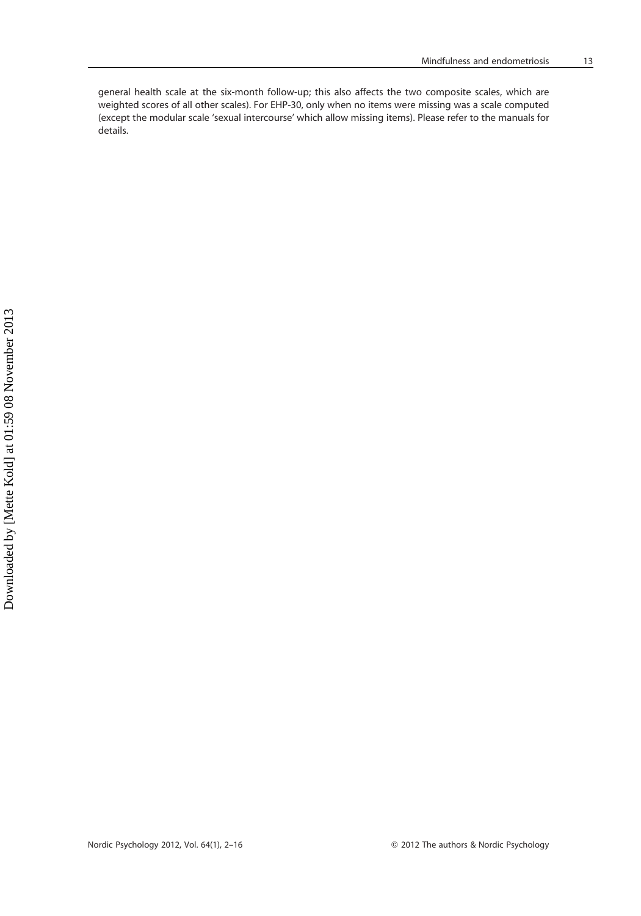general health scale at the six-month follow-up; this also affects the two composite scales, which are weighted scores of all other scales). For EHP-30, only when no items were missing was a scale computed (except the modular scale 'sexual intercourse' which allow missing items). Please refer to the manuals for details.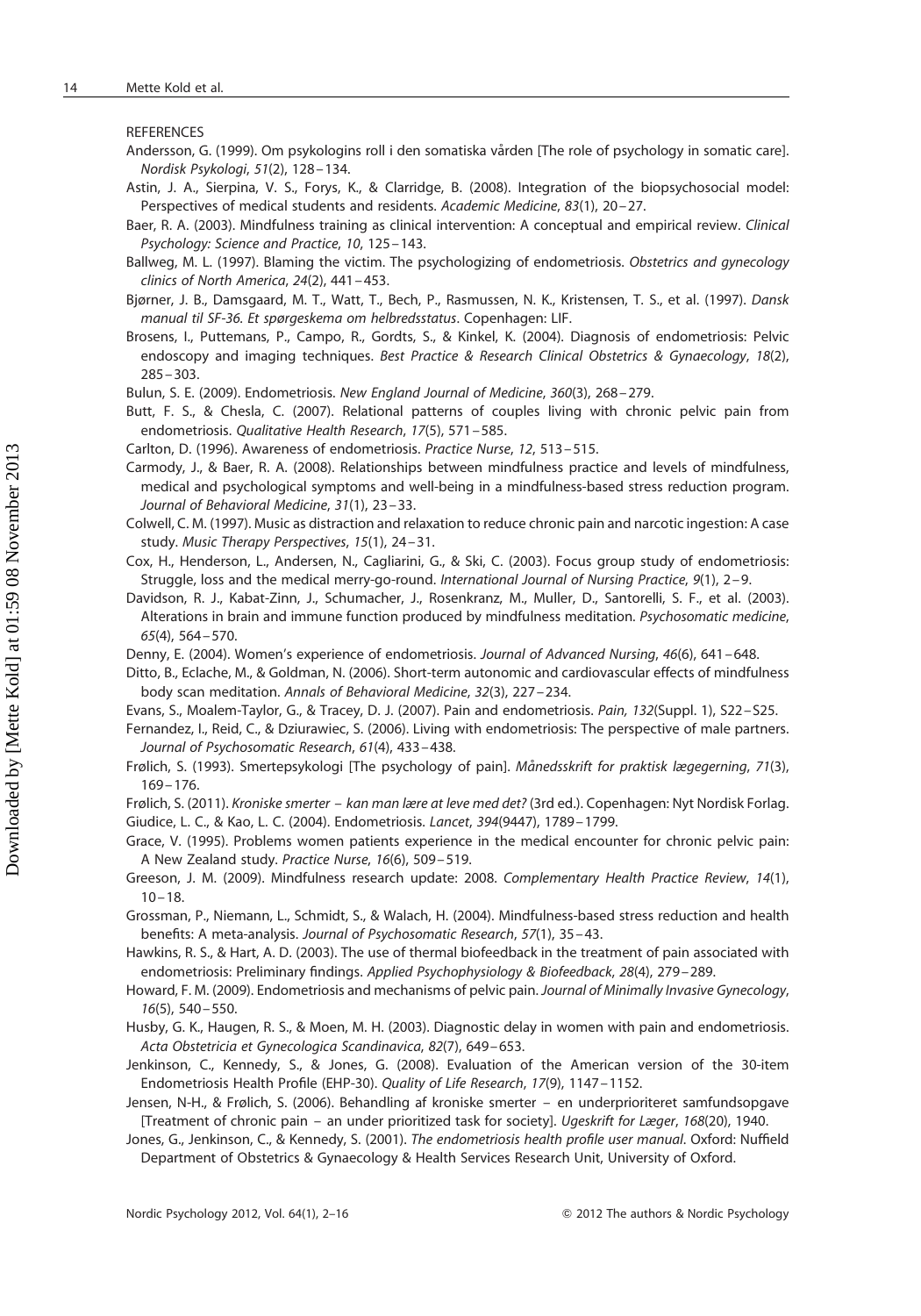REFERENCES

Andersson, G. (1999). Om psykologins roll i den somatiska vården [The role of psychology in somatic care]. *Nordisk Psykologi*, *51*(2), 128–134.

Astin, J. A., Sierpina, V. S., Forys, K., & Clarridge, B. (2008). Integration of the biopsychosocial model: Perspectives of medical students and residents. *Academic Medicine*, *83*(1), 20–27.

Baer, R. A. (2003). Mindfulness training as clinical intervention: A conceptual and empirical review. *Clinical Psychology: Science and Practice*, *10*, 125–143.

Ballweg, M. L. (1997). Blaming the victim. The psychologizing of endometriosis. *Obstetrics and gynecology clinics of North America*, *24*(2), 441–453.

Bjørner, J. B., Damsgaard, M. T., Watt, T., Bech, P., Rasmussen, N. K., Kristensen, T. S., et al. (1997). *Dansk manual til SF-36. Et spørgeskema om helbredsstatus*. Copenhagen: LIF.

Brosens, I., Puttemans, P., Campo, R., Gordts, S., & Kinkel, K. (2004). Diagnosis of endometriosis: Pelvic endoscopy and imaging techniques. *Best Practice & Research Clinical Obstetrics & Gynaecology*, *18*(2), 285–303.

Bulun, S. E. (2009). Endometriosis. *New England Journal of Medicine*, *360*(3), 268–279.

Butt, F. S., & Chesla, C. (2007). Relational patterns of couples living with chronic pelvic pain from endometriosis. *Qualitative Health Research*, *17*(5), 571–585.

Carlton, D. (1996). Awareness of endometriosis. *Practice Nurse*, *12*, 513–515.

Carmody, J., & Baer, R. A. (2008). Relationships between mindfulness practice and levels of mindfulness, medical and psychological symptoms and well-being in a mindfulness-based stress reduction program. *Journal of Behavioral Medicine*, *31*(1), 23–33.

Colwell, C. M. (1997). Music as distraction and relaxation to reduce chronic pain and narcotic ingestion: A case study. *Music Therapy Perspectives*, *15*(1), 24–31.

Cox, H., Henderson, L., Andersen, N., Cagliarini, G., & Ski, C. (2003). Focus group study of endometriosis: Struggle, loss and the medical merry-go-round. *International Journal of Nursing Practice*, *9*(1), 2–9.

Davidson, R. J., Kabat-Zinn, J., Schumacher, J., Rosenkranz, M., Muller, D., Santorelli, S. F., et al. (2003). Alterations in brain and immune function produced by mindfulness meditation. *Psychosomatic medicine*, *65*(4), 564–570.

Denny, E. (2004). Women's experience of endometriosis. *Journal of Advanced Nursing*, *46*(6), 641–648.

Ditto, B., Eclache, M., & Goldman, N. (2006). Short-term autonomic and cardiovascular effects of mindfulness body scan meditation. *Annals of Behavioral Medicine*, *32*(3), 227–234.

Evans, S., Moalem-Taylor, G., & Tracey, D. J. (2007). Pain and endometriosis. *Pain, 132*(Suppl. 1), S22–S25.

Fernandez, I., Reid, C., & Dziurawiec, S. (2006). Living with endometriosis: The perspective of male partners. *Journal of Psychosomatic Research*, *61*(4), 433–438.

Frølich, S. (1993). Smertepsykologi [The psychology of pain]. *Månedsskrift for praktisk lægegerning*, *71*(3), 169–176.

Frølich, S. (2011). *Kroniske smerter – kan man lære at leve med det?* (3rd ed.). Copenhagen: Nyt Nordisk Forlag.

Giudice, L. C., & Kao, L. C. (2004). Endometriosis. *Lancet*, *394*(9447), 1789–1799.

Grace, V. (1995). Problems women patients experience in the medical encounter for chronic pelvic pain: A New Zealand study. *Practice Nurse*, *16*(6), 509–519.

Greeson, J. M. (2009). Mindfulness research update: 2008. *Complementary Health Practice Review*, *14*(1), 10–18.

Grossman, P., Niemann, L., Schmidt, S., & Walach, H. (2004). Mindfulness-based stress reduction and health benefits: A meta-analysis. *Journal of Psychosomatic Research*, *57*(1), 35–43.

Hawkins, R. S., & Hart, A. D. (2003). The use of thermal biofeedback in the treatment of pain associated with endometriosis: Preliminary findings. *Applied Psychophysiology & Biofeedback*, *28*(4), 279–289.

Howard, F. M. (2009). Endometriosis and mechanisms of pelvic pain. *Journal of Minimally Invasive Gynecology*, *16*(5), 540–550.

Husby, G. K., Haugen, R. S., & Moen, M. H. (2003). Diagnostic delay in women with pain and endometriosis. *Acta Obstetricia et Gynecologica Scandinavica*, *82*(7), 649–653.

Jenkinson, C., Kennedy, S., & Jones, G. (2008). Evaluation of the American version of the 30-item Endometriosis Health Profile (EHP-30). *Quality of Life Research*, *17*(9), 1147–1152.

Jensen, N-H., & Frølich, S. (2006). Behandling af kroniske smerter – en underprioriteret samfundsopgave [Treatment of chronic pain – an under prioritized task for society]. *Ugeskrift for Læger*, *168*(20), 1940.

Jones, G., Jenkinson, C., & Kennedy, S. (2001). *The endometriosis health profile user manual*. Oxford: Nuffield Department of Obstetrics & Gynaecology & Health Services Research Unit, University of Oxford.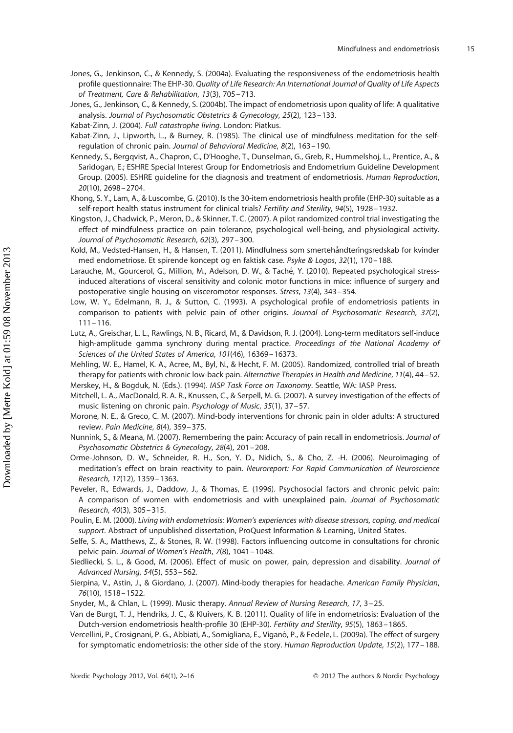Jones, G., Jenkinson, C., & Kennedy, S. (2004a). Evaluating the responsiveness of the endometriosis health profile questionnaire: The EHP-30. *Quality of Life Research: An International Journal of Quality of Life Aspects of Treatment, Care & Rehabilitation*, *13*(3), 705–713.

Jones, G., Jenkinson, C., & Kennedy, S. (2004b). The impact of endometriosis upon quality of life: A qualitative analysis. *Journal of Psychosomatic Obstetrics & Gynecology*, *25*(2), 123–133.

Kabat-Zinn, J. (2004). *Full catastrophe living*. London: Piatkus.

Kabat-Zinn, J., Lipworth, L., & Burney, R. (1985). The clinical use of mindfulness meditation for the self-regulation of chronic pain. *Journal of Behavioral Medicine*, *8*(2), 163–190.

Kennedy, S., Bergqvist, A., Chapron, C., D'Hooghe, T., Dunselman, G., Greb, R., Hummelshoj, L., Prentice, A., & Saridogan, E.; ESHRE Special Interest Group for Endometriosis and Endometrium Guideline Development Group. (2005). ESHRE guideline for the diagnosis and treatment of endometriosis. *Human Reproduction*, *20*(10), 2698–2704.

Khong, S. Y., Lam, A., & Luscombe, G. (2010). Is the 30-item endometriosis health profile (EHP-30) suitable as a self-report health status instrument for clinical trials? *Fertility and Sterility*, *94*(5), 1928–1932.

Kingston, J., Chadwick, P., Meron, D., & Skinner, T. C. (2007). A pilot randomized control trial investigating the effect of mindfulness practice on pain tolerance, psychological well-being, and physiological activity. *Journal of Psychosomatic Research*, *62*(3), 297–300.

Kold, M., Vedsted-Hansen, H., & Hansen, T. (2011). Mindfulness som smertehåndteringsredskab for kvinder med endometriose. Et spirende koncept og en faktisk case. *Psyke & Logos*, *32*(1), 170–188.

Larauche, M., Gourcerol, G., Million, M., Adelson, D. W., & Taché, Y. (2010). Repeated psychological stress-induced alterations of visceral sensitivity and colonic motor functions in mice: influence of surgery and postoperative single housing on visceromotor responses. *Stress*, *13*(4), 343–354.

Low, W. Y., Edelmann, R. J., & Sutton, C. (1993). A psychological profile of endometriosis patients in comparison to patients with pelvic pain of other origins. *Journal of Psychosomatic Research*, *37*(2), 111–116.

Lutz, A., Greischar, L. L., Rawlings, N. B., Ricard, M., & Davidson, R. J. (2004). Long-term meditators self-induce high-amplitude gamma synchrony during mental practice. *Proceedings of the National Academy of Sciences of the United States of America*, *101*(46), 16369–16373.

Mehling, W. E., Hamel, K. A., Acree, M., Byl, N., & Hecht, F. M. (2005). Randomized, controlled trial of breath therapy for patients with chronic low-back pain. *Alternative Therapies in Health and Medicine*, *11*(4), 44–52.

Merskey, H., & Bogduk, N. (Eds.). (1994). *IASP Task Force on Taxonomy*. Seattle, WA: IASP Press.

Mitchell, L. A., MacDonald, R. A. R., Knussen, C., & Serpell, M. G. (2007). A survey investigation of the effects of music listening on chronic pain. *Psychology of Music*, *35*(1), 37–57.

Morone, N. E., & Greco, C. M. (2007). Mind-body interventions for chronic pain in older adults: A structured review. *Pain Medicine*, *8*(4), 359–375.

Nunnink, S., & Meana, M. (2007). Remembering the pain: Accuracy of pain recall in endometriosis. *Journal of Psychosomatic Obstetrics & Gynecology*, *28*(4), 201–208.

Orme-Johnson, D. W., Schneider, R. H., Son, Y. D., Nidich, S., & Cho, Z. -H. (2006). Neuroimaging of meditation's effect on brain reactivity to pain. *Neuroreport: For Rapid Communication of Neuroscience Research*, *17*(12), 1359–1363.

Peveler, R., Edwards, J., Daddow, J., & Thomas, E. (1996). Psychosocial factors and chronic pelvic pain: A comparison of women with endometriosis and with unexplained pain. *Journal of Psychosomatic Research*, *40*(3), 305–315.

Poulin, E. M. (2000). *Living with endometriosis: Women's experiences with disease stressors, coping, and medical support*. Abstract of unpublished dissertation, ProQuest Information & Learning, United States.

Selfe, S. A., Matthews, Z., & Stones, R. W. (1998). Factors influencing outcome in consultations for chronic pelvic pain. *Journal of Women's Health*, *7*(8), 1041–1048.

Siedliecki, S. L., & Good, M. (2006). Effect of music on power, pain, depression and disability. *Journal of Advanced Nursing*, *54*(5), 553–562.

Sierpina, V., Astin, J., & Giordano, J. (2007). Mind-body therapies for headache. *American Family Physician*, *76*(10), 1518–1522.

Snyder, M., & Chlan, L. (1999). Music therapy. *Annual Review of Nursing Research*, *17*, 3–25.

Van de Burgt, T. J., Hendriks, J. C., & Kluivers, K. B. (2011). Quality of life in endometriosis: Evaluation of the Dutch-version endometriosis health-profile 30 (EHP-30). *Fertility and Sterility*, *95*(5), 1863–1865.

Vercellini, P., Crosignani, P. G., Abbiati, A., Somigliana, E., Viganò, P., & Fedele, L. (2009a). The effect of surgery for symptomatic endometriosis: the other side of the story. *Human Reproduction Update*, *15*(2), 177–188.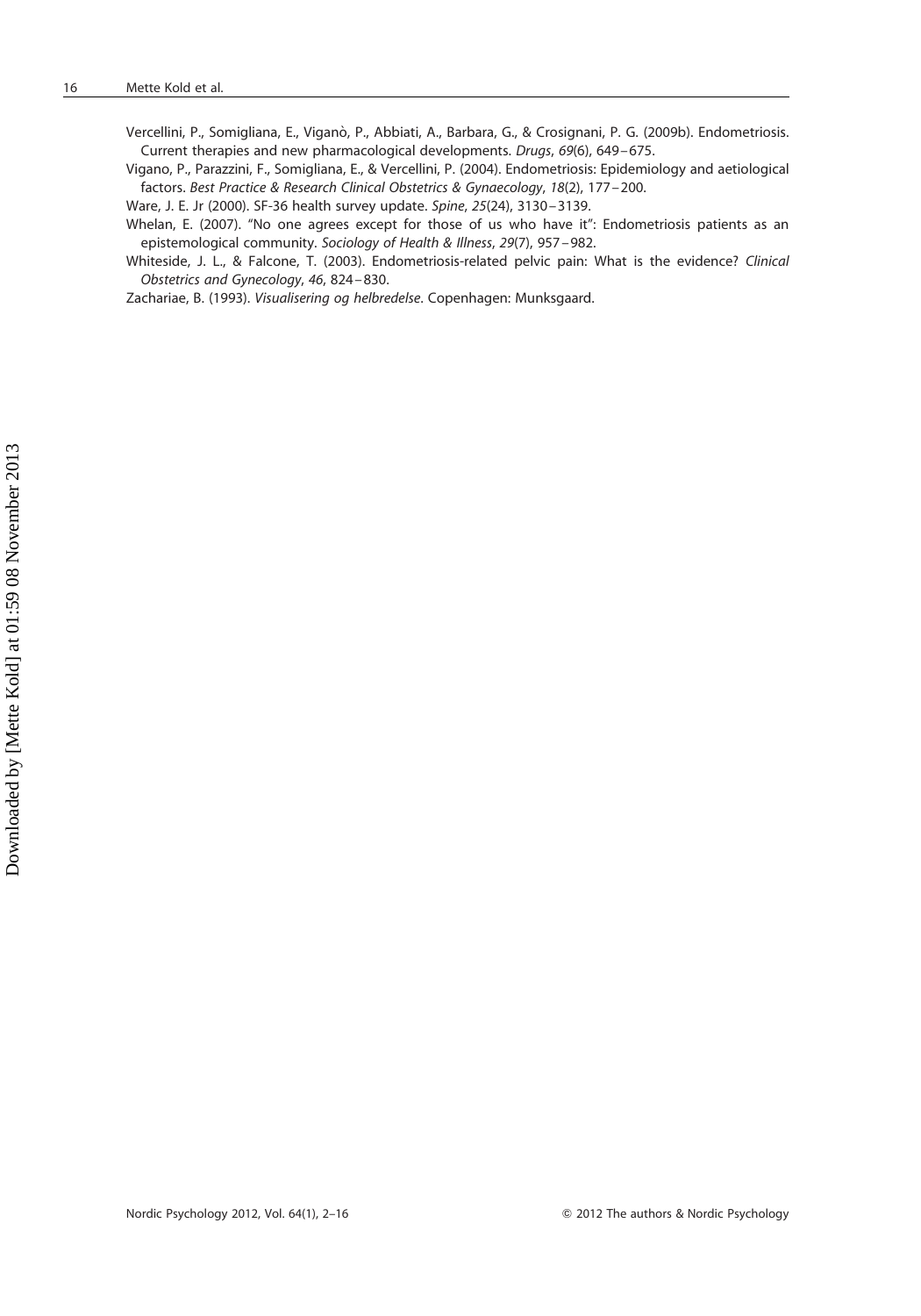Vercellini, P., Somigliana, E., Viganò, P., Abbiati, A., Barbara, G., & Crosignani, P. G. (2009b). Endometriosis. Current therapies and new pharmacological developments. *Drugs*, *69*(6), 649–675.

Vigano, P., Parazzini, F., Somigliana, E., & Vercellini, P. (2004). Endometriosis: Epidemiology and aetiological factors. *Best Practice & Research Clinical Obstetrics & Gynaecology*, *18*(2), 177–200.

Ware, J. E. Jr (2000). SF-36 health survey update. *Spine*, *25*(24), 3130–3139.

Whelan, E. (2007). "No one agrees except for those of us who have it": Endometriosis patients as an epistemological community. *Sociology of Health & Illness*, *29*(7), 957–982.

Whiteside, J. L., & Falcone, T. (2003). Endometriosis-related pelvic pain: What is the evidence? *Clinical Obstetrics and Gynecology*, *46*, 824–830.

Zachariae, B. (1993). *Visualisering og helbredelse*. Copenhagen: Munksgaard.